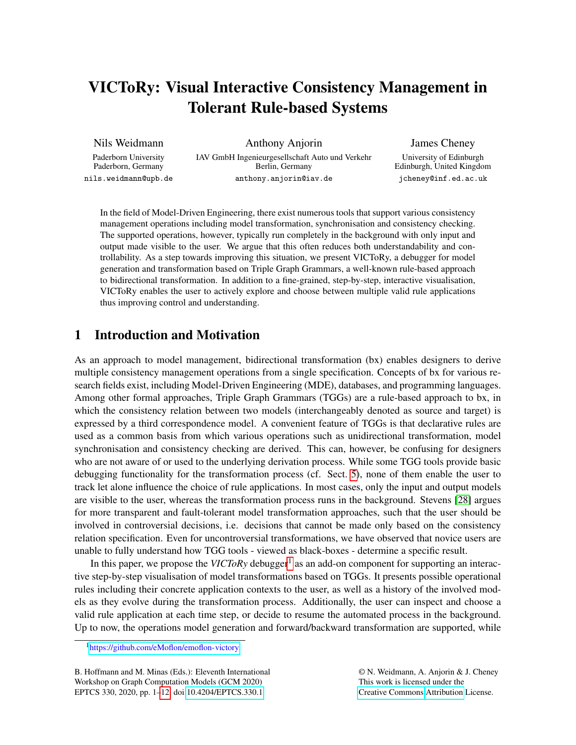# VICToRy: Visual Interactive Consistency Management in Tolerant Rule-based Systems

Nils Weidmann
Paderborn University
Paderborn, Germany
nils.weidmann@upb.de

Anthony Anjorin
IAV GmbH Ingenieurgesellschaft Auto und Verkehr
Berlin, Germany
anthony.anjorin@iav.de

James Cheney
University of Edinburgh
Edinburgh, United Kingdom
jcheney@inf.ed.ac.uk

In the field of Model-Driven Engineering, there exist numerous tools that support various consistency management operations including model transformation, synchronisation and consistency checking. The supported operations, however, typically run completely in the background with only input and output made visible to the user. We argue that this often reduces both understandability and controllability. As a step towards improving this situation, we present VICToRy, a debugger for model generation and transformation based on Triple Graph Grammars, a well-known rule-based approach to bidirectional transformation. In addition to a fine-grained, step-by-step, interactive visualisation, VICToRy enables the user to actively explore and choose between multiple valid rule applications thus improving control and understanding.

## 1 Introduction and Motivation

As an approach to model management, bidirectional transformation (bx) enables designers to derive multiple consistency management operations from a single specification. Concepts of bx for various research fields exist, including Model-Driven Engineering (MDE), databases, and programming languages. Among other formal approaches, Triple Graph Grammars (TGGs) are a rule-based approach to bx, in which the consistency relation between two models (interchangeably denoted as source and target) is expressed by a third correspondence model. A convenient feature of TGGs is that declarative rules are used as a common basis from which various operations such as unidirectional transformation, model synchronisation and consistency checking are derived. This can, however, be confusing for designers who are not aware of or used to the underlying derivation process. While some TGG tools provide basic debugging functionality for the transformation process (cf. Sect. 5), none of them enable the user to track let alone influence the choice of rule applications. In most cases, only the input and output models are visible to the user, whereas the transformation process runs in the background. Stevens [28] argues for more transparent and fault-tolerant model transformation approaches, such that the user should be involved in controversial decisions, i.e. decisions that cannot be made only based on the consistency relation specification. Even for uncontroversial transformations, we have observed that novice users are unable to fully understand how TGG tools - viewed as black-boxes - determine a specific result.

In this paper, we propose the *VICToRy* debugger[1] as an add-on component for supporting an interactive step-by-step visualisation of model transformations based on TGGs. It presents possible operational rules including their concrete application contexts to the user, as well as a history of the involved models as they evolve during the transformation process. Additionally, the user can inspect and choose a valid rule application at each time step, or decide to resume the automated process in the background. Up to now, the operations model generation and forward/backward transformation are supported, while

[1] https://github.com/eMoflon/emoflon-victory

B. Hoffmann and M. Minas (Eds.): Eleventh International Workshop on Graph Computation Models (GCM 2020)
EPTCS 330, 2020, pp. 1–12, doi:10.4204/EPTCS.330.1

© N. Weidmann, A. Anjorin & J. Cheney
This work is licensed under the Creative Commons Attribution License.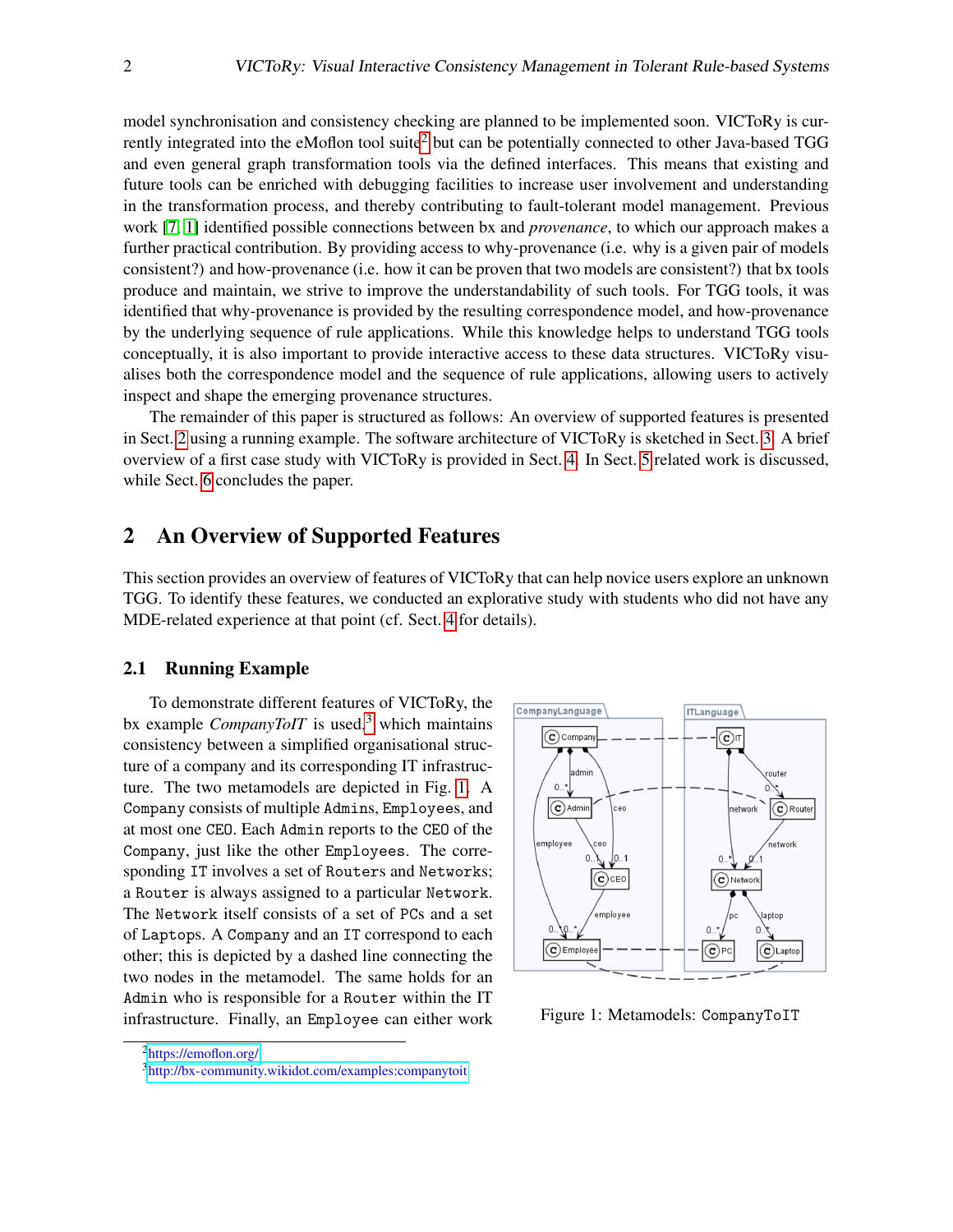model synchronisation and consistency checking are planned to be implemented soon. VICToRy is currently integrated into the eMoflon tool suite[2] but can be potentially connected to other Java-based TGG and even general graph transformation tools via the defined interfaces. This means that existing and future tools can be enriched with debugging facilities to increase user involvement and understanding in the transformation process, and thereby contributing to fault-tolerant model management. Previous work [7, 1] identified possible connections between bx and *provenance*, to which our approach makes a further practical contribution. By providing access to why-provenance (i.e. why is a given pair of models consistent?) and how-provenance (i.e. how it can be proven that two models are consistent?) that bx tools produce and maintain, we strive to improve the understandability of such tools. For TGG tools, it was identified that why-provenance is provided by the resulting correspondence model, and how-provenance by the underlying sequence of rule applications. While this knowledge helps to understand TGG tools conceptually, it is also important to provide interactive access to these data structures. VICToRy visualises both the correspondence model and the sequence of rule applications, allowing users to actively inspect and shape the emerging provenance structures.

The remainder of this paper is structured as follows: An overview of supported features is presented in Sect. 2 using a running example. The software architecture of VICToRy is sketched in Sect. 3. A brief overview of a first case study with VICToRy is provided in Sect. 4. In Sect. 5 related work is discussed, while Sect. 6 concludes the paper.

## 2 An Overview of Supported Features

This section provides an overview of features of VICToRy that can help novice users explore an unknown TGG. To identify these features, we conducted an explorative study with students who did not have any MDE-related experience at that point (cf. Sect. 4 for details).

### 2.1 Running Example

To demonstrate different features of VICToRy, the bx example *CompanyToIT* is used,[3] which maintains consistency between a simplified organisational structure of a company and its corresponding IT infrastructure. The two metamodels are depicted in Fig. 1. A `Company` consists of multiple `Admins`, `Employees`, and at most one `CEO`. Each `Admin` reports to the `CEO` of the `Company`, just like the other `Employees`. The corresponding `IT` involves a set of `Routers` and `Networks`; a `Router` is always assigned to a particular `Network`. The `Network` itself consists of a set of `PCs` and a set of `Laptops`. A `Company` and an `IT` correspond to each other; this is depicted by a dashed line connecting the two nodes in the metamodel. The same holds for an `Admin` who is responsible for a `Router` within the IT infrastructure. Finally, an `Employee` can either work

Figure 1: Metamodels: `CompanyToIT`

[2] https://emoflon.org/

[3] http://bx-community.wikidot.com/examples:companytoit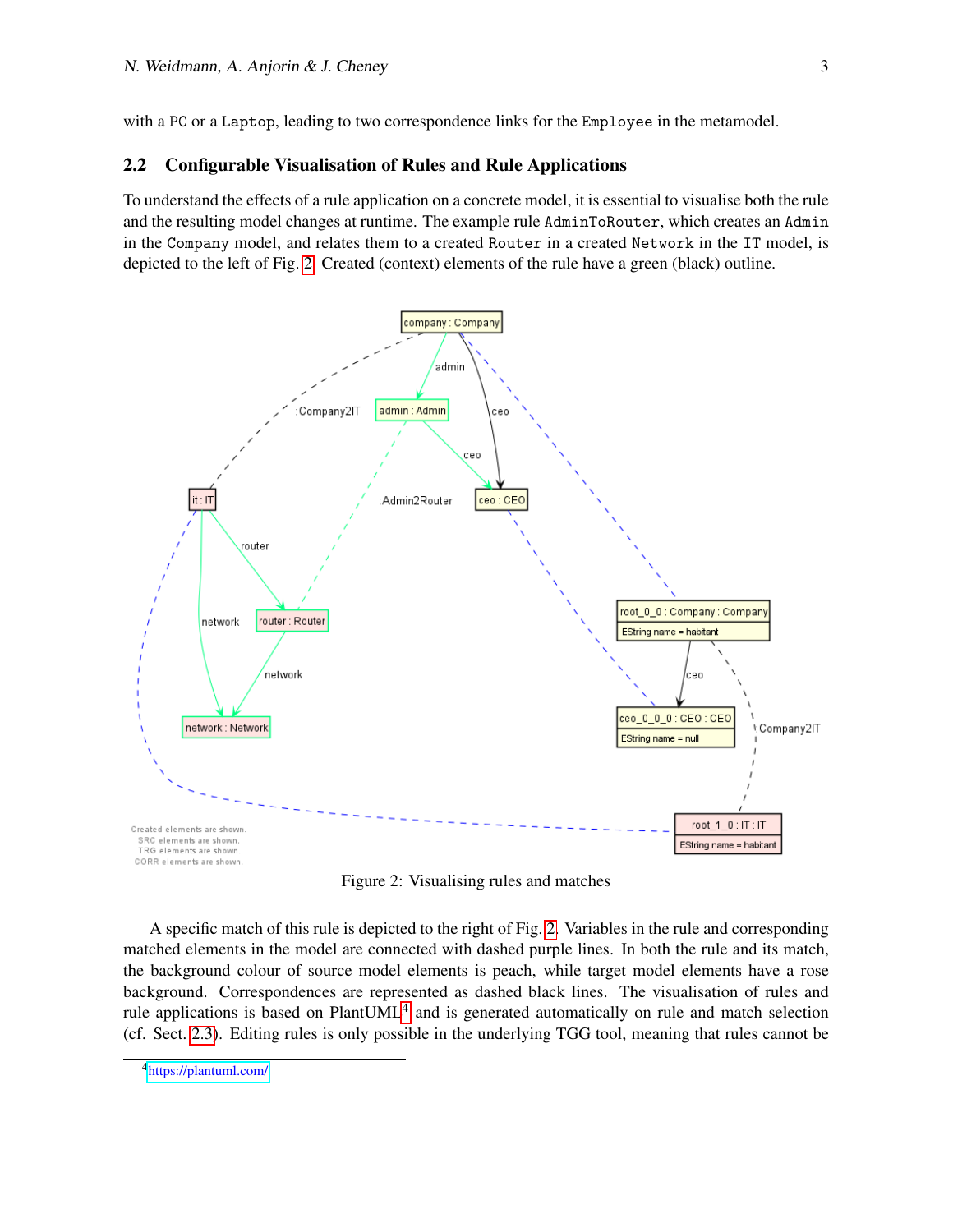with a PC or a Laptop, leading to two correspondence links for the Employee in the metamodel.

## 2.2 Configurable Visualisation of Rules and Rule Applications

To understand the effects of a rule application on a concrete model, it is essential to visualise both the rule and the resulting model changes at runtime. The example rule AdminToRouter, which creates an Admin in the Company model, and relates them to a created Router in a created Network in the IT model, is depicted to the left of Fig. 2. Created (context) elements of the rule have a green (black) outline.

Figure 2: Visualising rules and matches

A specific match of this rule is depicted to the right of Fig. 2. Variables in the rule and corresponding matched elements in the model are connected with dashed purple lines. In both the rule and its match, the background colour of source model elements is peach, while target model elements have a rose background. Correspondences are represented as dashed black lines. The visualisation of rules and rule applications is based on PlantUML[4] and is generated automatically on rule and match selection (cf. Sect. 2.3). Editing rules is only possible in the underlying TGG tool, meaning that rules cannot be

[4] https://plantuml.com/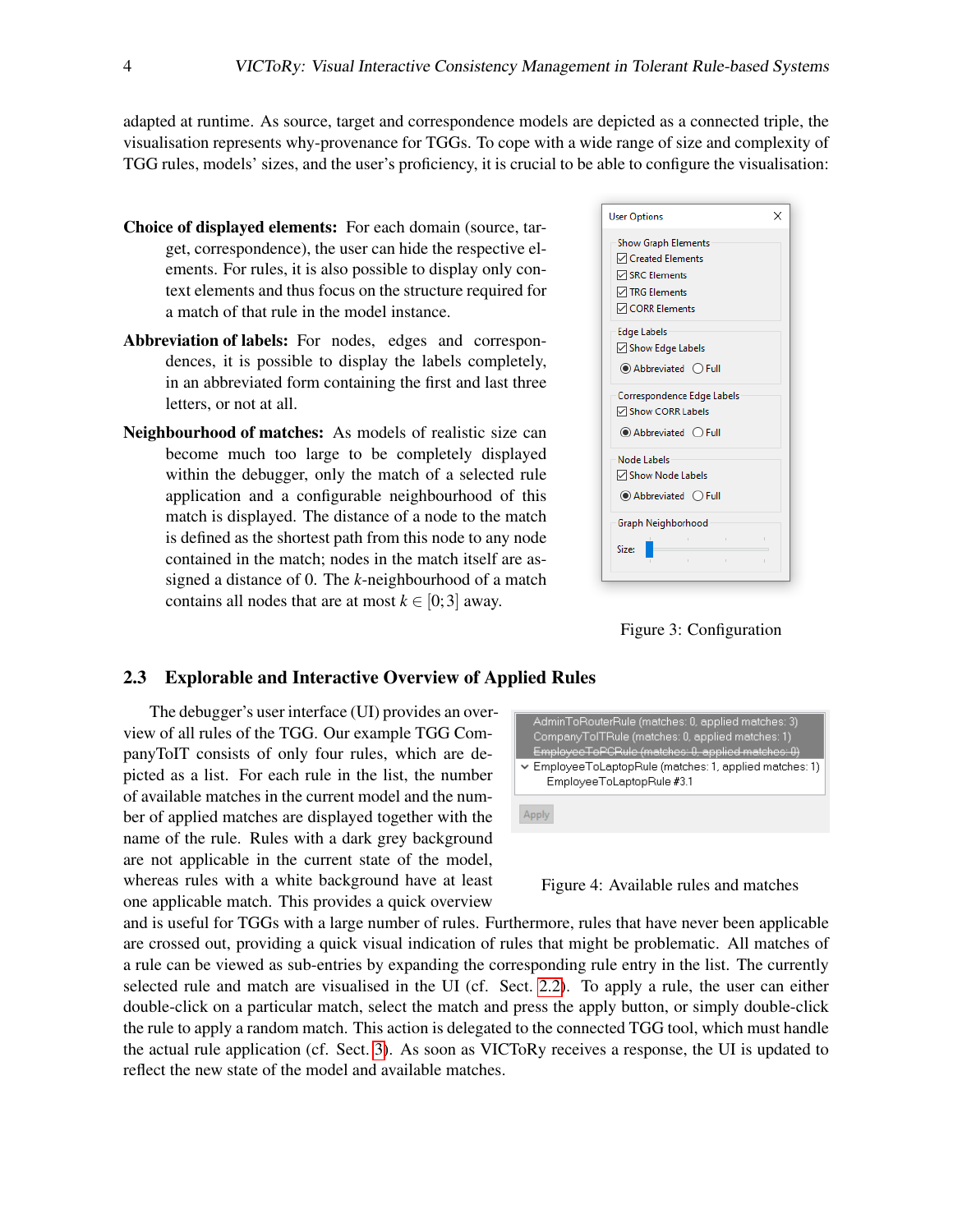adapted at runtime. As source, target and correspondence models are depicted as a connected triple, the visualisation represents why-provenance for TGGs. To cope with a wide range of size and complexity of TGG rules, models' sizes, and the user's proficiency, it is crucial to be able to configure the visualisation:

**Choice of displayed elements:** For each domain (source, target, correspondence), the user can hide the respective elements. For rules, it is also possible to display only context elements and thus focus on the structure required for a match of that rule in the model instance.

**Abbreviation of labels:** For nodes, edges and correspondences, it is possible to display the labels completely, in an abbreviated form containing the first and last three letters, or not at all.

**Neighbourhood of matches:** As models of realistic size can become much too large to be completely displayed within the debugger, only the match of a selected rule application and a configurable neighbourhood of this match is displayed. The distance of a node to the match is defined as the shortest path from this node to any node contained in the match; nodes in the match itself are assigned a distance of 0. The $k$-neighbourhood of a match contains all nodes that are at most $k \in [0;3]$ away.

Figure 3: Configuration

## 2.3 Explorable and Interactive Overview of Applied Rules

The debugger's user interface (UI) provides an overview of all rules of the TGG. Our example TGG CompanyToIT consists of only four rules, which are depicted as a list. For each rule in the list, the number of available matches in the current model and the number of applied matches are displayed together with the name of the rule. Rules with a dark grey background are not applicable in the current state of the model, whereas rules with a white background have at least one applicable match. This provides a quick overview and is useful for TGGs with a large number of rules. Furthermore, rules that have never been applicable are crossed out, providing a quick visual indication of rules that might be problematic. All matches of a rule can be viewed as sub-entries by expanding the corresponding rule entry in the list. The currently selected rule and match are visualised in the UI (cf. Sect. 2.2). To apply a rule, the user can either double-click on a particular match, select the match and press the apply button, or simply double-click the rule to apply a random match. This action is delegated to the connected TGG tool, which must handle the actual rule application (cf. Sect. 3). As soon as VICToRy receives a response, the UI is updated to reflect the new state of the model and available matches.

Figure 4: Available rules and matches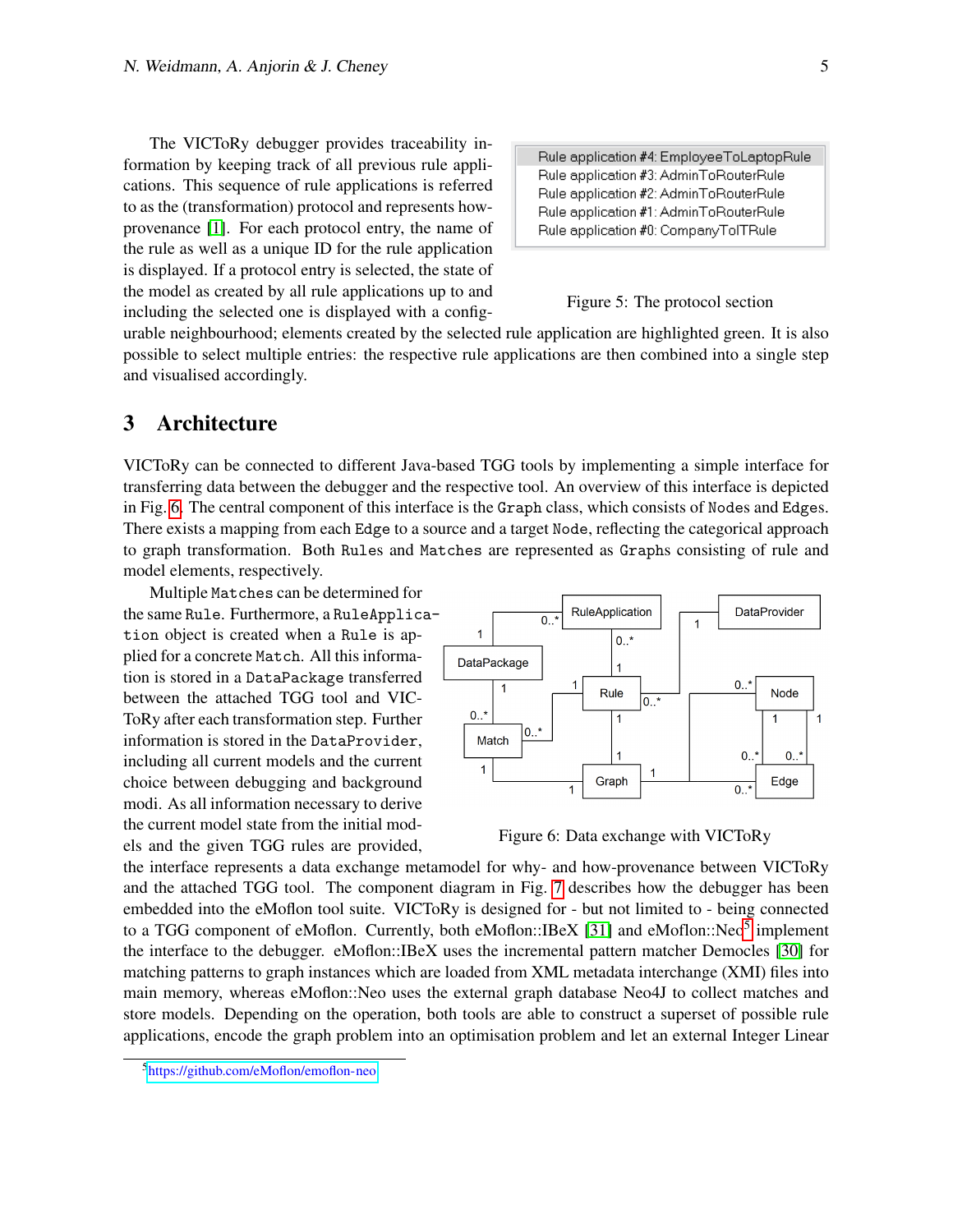The VICToRy debugger provides traceability information by keeping track of all previous rule applications. This sequence of rule applications is referred to as the (transformation) protocol and represents how-provenance [1]. For each protocol entry, the name of the rule as well as a unique ID for the rule application is displayed. If a protocol entry is selected, the state of the model as created by all rule applications up to and including the selected one is displayed with a configurable neighbourhood; elements created by the selected rule application are highlighted green. It is also possible to select multiple entries: the respective rule applications are then combined into a single step and visualised accordingly.

Rule application #4: EmployeeToLaptopRule
Rule application #3: AdminToRouterRule
Rule application #2: AdminToRouterRule
Rule application #1: AdminToRouterRule
Rule application #0: CompanyToITRule

Figure 5: The protocol section

## 3 Architecture

VICToRy can be connected to different Java-based TGG tools by implementing a simple interface for transferring data between the debugger and the respective tool. An overview of this interface is depicted in Fig. 6. The central component of this interface is the `Graph` class, which consists of `Node`s and `Edge`s. There exists a mapping from each `Edge` to a source and a target `Node`, reflecting the categorical approach to graph transformation. Both `Rule`s and `Match`es are represented as `Graph`s consisting of rule and model elements, respectively.

Multiple `Match`es can be determined for the same `Rule`. Furthermore, a `RuleApplication` object is created when a `Rule` is applied for a concrete `Match`. All this information is stored in a `DataPackage` transferred between the attached TGG tool and VICToRy after each transformation step. Further information is stored in the `DataProvider`, including all current models and the current choice between debugging and background modi. As all information necessary to derive the current model state from the initial models and the given TGG rules are provided, the interface represents a data exchange metamodel for why- and how-provenance between VICToRy and the attached TGG tool. The component diagram in Fig. 7 describes how the debugger has been embedded into the eMoflon tool suite. VICToRy is designed for - but not limited to - being connected to a TGG component of eMoflon. Currently, both eMoflon::IBeX [31] and eMoflon::Neo[5] implement the interface to the debugger. eMoflon::IBeX uses the incremental pattern matcher Democles [30] for matching patterns to graph instances which are loaded from XML metadata interchange (XMI) files into main memory, whereas eMoflon::Neo uses the external graph database Neo4J to collect matches and store models. Depending on the operation, both tools are able to construct a superset of possible rule applications, encode the graph problem into an optimisation problem and let an external Integer Linear

Figure 6: Data exchange with VICToRy

[5] https://github.com/eMoflon/emoflon-neo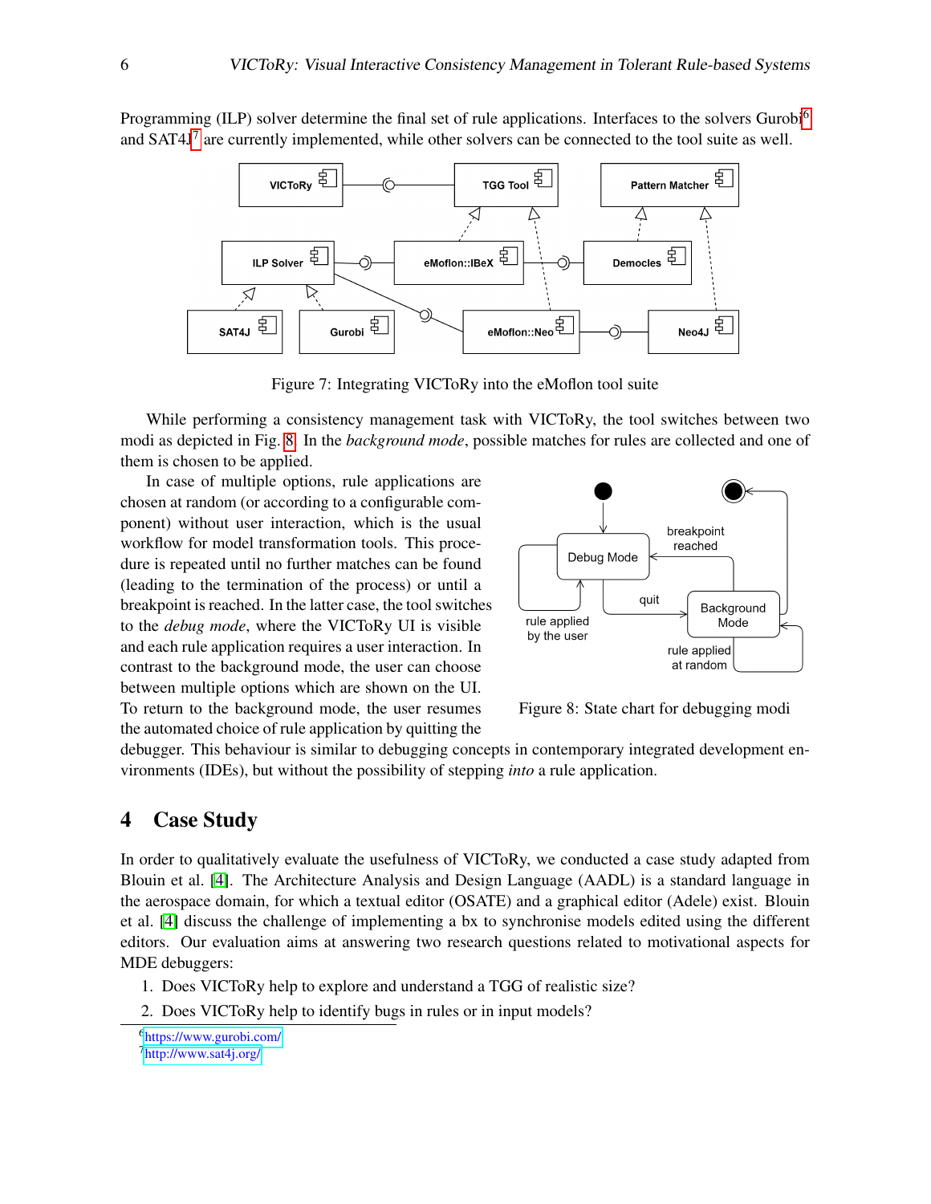Programming (ILP) solver determine the final set of rule applications. Interfaces to the solvers Gurobi[6] and SAT4J[7] are currently implemented, while other solvers can be connected to the tool suite as well.

Figure 7: Integrating VICToRy into the eMoflon tool suite

While performing a consistency management task with VICToRy, the tool switches between two modi as depicted in Fig. 8. In the *background mode*, possible matches for rules are collected and one of them is chosen to be applied.

In case of multiple options, rule applications are chosen at random (or according to a configurable component) without user interaction, which is the usual workflow for model transformation tools. This procedure is repeated until no further matches can be found (leading to the termination of the process) or until a breakpoint is reached. In the latter case, the tool switches to the *debug mode*, where the VICToRy UI is visible and each rule application requires a user interaction. In contrast to the background mode, the user can choose between multiple options which are shown on the UI. To return to the background mode, the user resumes the automated choice of rule application by quitting the debugger. This behaviour is similar to debugging concepts in contemporary integrated development environments (IDEs), but without the possibility of stepping *into* a rule application.

Figure 8: State chart for debugging modi

## 4 Case Study

In order to qualitatively evaluate the usefulness of VICToRy, we conducted a case study adapted from Blouin et al. [4]. The Architecture Analysis and Design Language (AADL) is a standard language in the aerospace domain, for which a textual editor (OSATE) and a graphical editor (Adele) exist. Blouin et al. [4] discuss the challenge of implementing a bx to synchronise models edited using the different editors. Our evaluation aims at answering two research questions related to motivational aspects for MDE debuggers:

1. Does VICToRy help to explore and understand a TGG of realistic size?
2. Does VICToRy help to identify bugs in rules or in input models?

[6] https://www.gurobi.com/
[7] http://www.sat4j.org/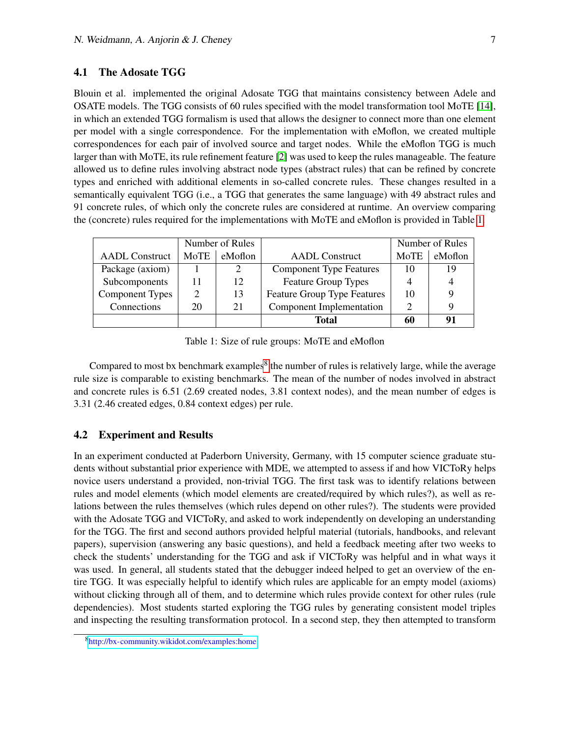### 4.1 The Adosate TGG

Blouin et al. implemented the original Adosate TGG that maintains consistency between Adele and OSATE models. The TGG consists of 60 rules specified with the model transformation tool MoTE [14], in which an extended TGG formalism is used that allows the designer to connect more than one element per model with a single correspondence. For the implementation with eMoflon, we created multiple correspondences for each pair of involved source and target nodes. While the eMoflon TGG is much larger than with MoTE, its rule refinement feature [2] was used to keep the rules manageable. The feature allowed us to define rules involving abstract node types (abstract rules) that can be refined by concrete types and enriched with additional elements in so-called concrete rules. These changes resulted in a semantically equivalent TGG (i.e., a TGG that generates the same language) with 49 abstract rules and 91 concrete rules, of which only the concrete rules are considered at runtime. An overview comparing the (concrete) rules required for the implementations with MoTE and eMoflon is provided in Table 1.

| AADL Construct | Number of Rules | | AADL Construct | Number of Rules | |
|---|---|---|---|---|---|
| | MoTE | eMoflon | | MoTE | eMoflon |
| Package (axiom) | 1 | 2 | Component Type Features | 10 | 19 |
| Subcomponents | 11 | 12 | Feature Group Types | 4 | 4 |
| Component Types | 2 | 13 | Feature Group Type Features | 10 | 9 |
| Connections | 20 | 21 | Component Implementation | 2 | 9 |
| | | | **Total** | **60** | **91** |

Table 1: Size of rule groups: MoTE and eMoflon

Compared to most bx benchmark examples[8] the number of rules is relatively large, while the average rule size is comparable to existing benchmarks. The mean of the number of nodes involved in abstract and concrete rules is 6.51 (2.69 created nodes, 3.81 context nodes), and the mean number of edges is 3.31 (2.46 created edges, 0.84 context edges) per rule.

### 4.2 Experiment and Results

In an experiment conducted at Paderborn University, Germany, with 15 computer science graduate students without substantial prior experience with MDE, we attempted to assess if and how VICToRy helps novice users understand a provided, non-trivial TGG. The first task was to identify relations between rules and model elements (which model elements are created/required by which rules?), as well as relations between the rules themselves (which rules depend on other rules?). The students were provided with the Adosate TGG and VICToRy, and asked to work independently on developing an understanding for the TGG. The first and second authors provided helpful material (tutorials, handbooks, and relevant papers), supervision (answering any basic questions), and held a feedback meeting after two weeks to check the students' understanding for the TGG and ask if VICToRy was helpful and in what ways it was used. In general, all students stated that the debugger indeed helped to get an overview of the entire TGG. It was especially helpful to identify which rules are applicable for an empty model (axioms) without clicking through all of them, and to determine which rules provide context for other rules (rule dependencies). Most students started exploring the TGG rules by generating consistent model triples and inspecting the resulting transformation protocol. In a second step, they then attempted to transform

[8] http://bx-community.wikidot.com/examples:home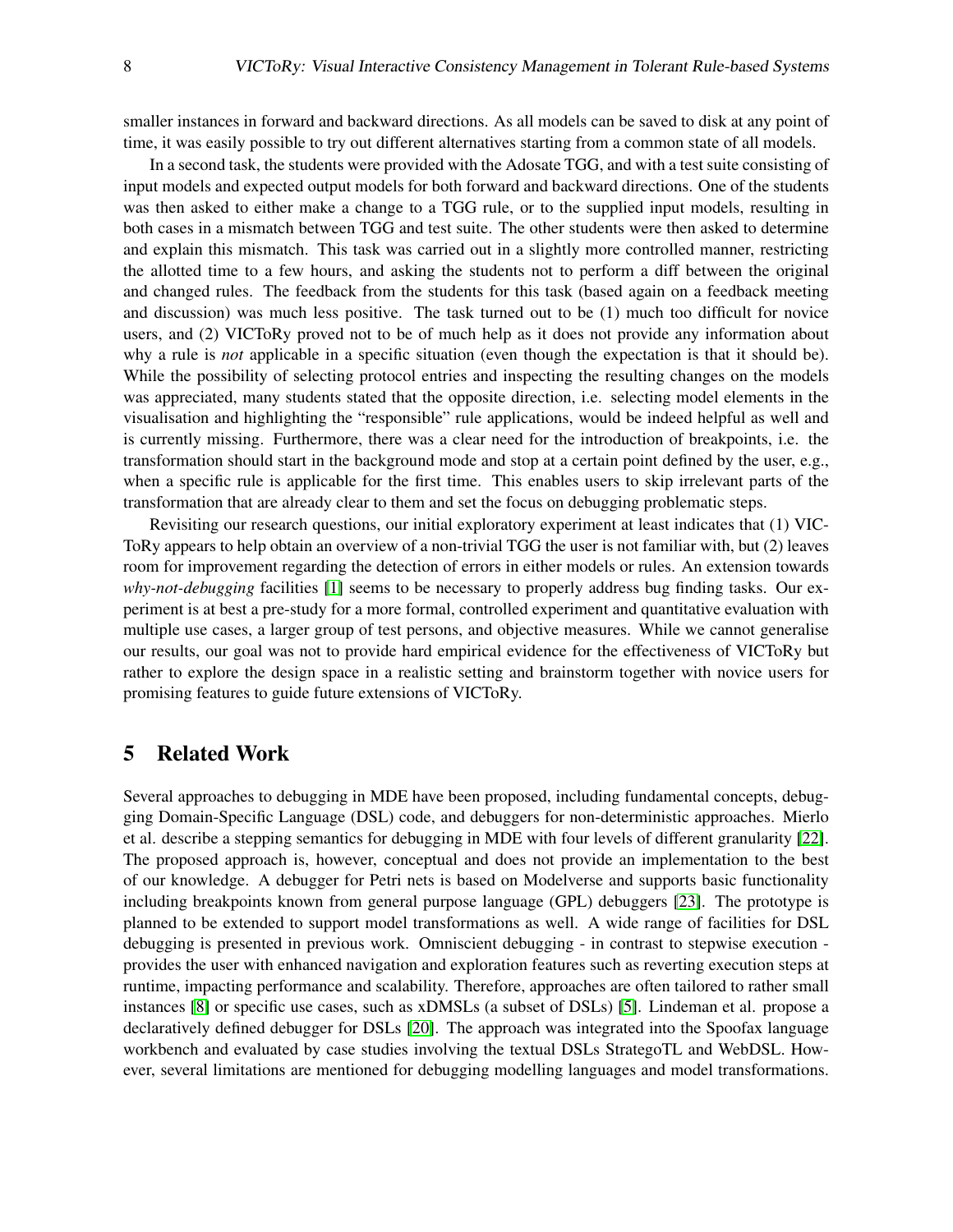smaller instances in forward and backward directions. As all models can be saved to disk at any point of time, it was easily possible to try out different alternatives starting from a common state of all models.

In a second task, the students were provided with the Adosate TGG, and with a test suite consisting of input models and expected output models for both forward and backward directions. One of the students was then asked to either make a change to a TGG rule, or to the supplied input models, resulting in both cases in a mismatch between TGG and test suite. The other students were then asked to determine and explain this mismatch. This task was carried out in a slightly more controlled manner, restricting the allotted time to a few hours, and asking the students not to perform a diff between the original and changed rules. The feedback from the students for this task (based again on a feedback meeting and discussion) was much less positive. The task turned out to be (1) much too difficult for novice users, and (2) VICToRy proved not to be of much help as it does not provide any information about why a rule is *not* applicable in a specific situation (even though the expectation is that it should be). While the possibility of selecting protocol entries and inspecting the resulting changes on the models was appreciated, many students stated that the opposite direction, i.e. selecting model elements in the visualisation and highlighting the "responsible" rule applications, would be indeed helpful as well and is currently missing. Furthermore, there was a clear need for the introduction of breakpoints, i.e. the transformation should start in the background mode and stop at a certain point defined by the user, e.g., when a specific rule is applicable for the first time. This enables users to skip irrelevant parts of the transformation that are already clear to them and set the focus on debugging problematic steps.

Revisiting our research questions, our initial exploratory experiment at least indicates that (1) VICToRy appears to help obtain an overview of a non-trivial TGG the user is not familiar with, but (2) leaves room for improvement regarding the detection of errors in either models or rules. An extension towards *why-not-debugging* facilities [1] seems to be necessary to properly address bug finding tasks. Our experiment is at best a pre-study for a more formal, controlled experiment and quantitative evaluation with multiple use cases, a larger group of test persons, and objective measures. While we cannot generalise our results, our goal was not to provide hard empirical evidence for the effectiveness of VICToRy but rather to explore the design space in a realistic setting and brainstorm together with novice users for promising features to guide future extensions of VICToRy.

## 5 Related Work

Several approaches to debugging in MDE have been proposed, including fundamental concepts, debugging Domain-Specific Language (DSL) code, and debuggers for non-deterministic approaches. Mierlo et al. describe a stepping semantics for debugging in MDE with four levels of different granularity [22]. The proposed approach is, however, conceptual and does not provide an implementation to the best of our knowledge. A debugger for Petri nets is based on Modelverse and supports basic functionality including breakpoints known from general purpose language (GPL) debuggers [23]. The prototype is planned to be extended to support model transformations as well. A wide range of facilities for DSL debugging is presented in previous work. Omniscient debugging - in contrast to stepwise execution - provides the user with enhanced navigation and exploration features such as reverting execution steps at runtime, impacting performance and scalability. Therefore, approaches are often tailored to rather small instances [8] or specific use cases, such as xDMSLs (a subset of DSLs) [5]. Lindeman et al. propose a declaratively defined debugger for DSLs [20]. The approach was integrated into the Spoofax language workbench and evaluated by case studies involving the textual DSLs StrategoTL and WebDSL. However, several limitations are mentioned for debugging modelling languages and model transformations.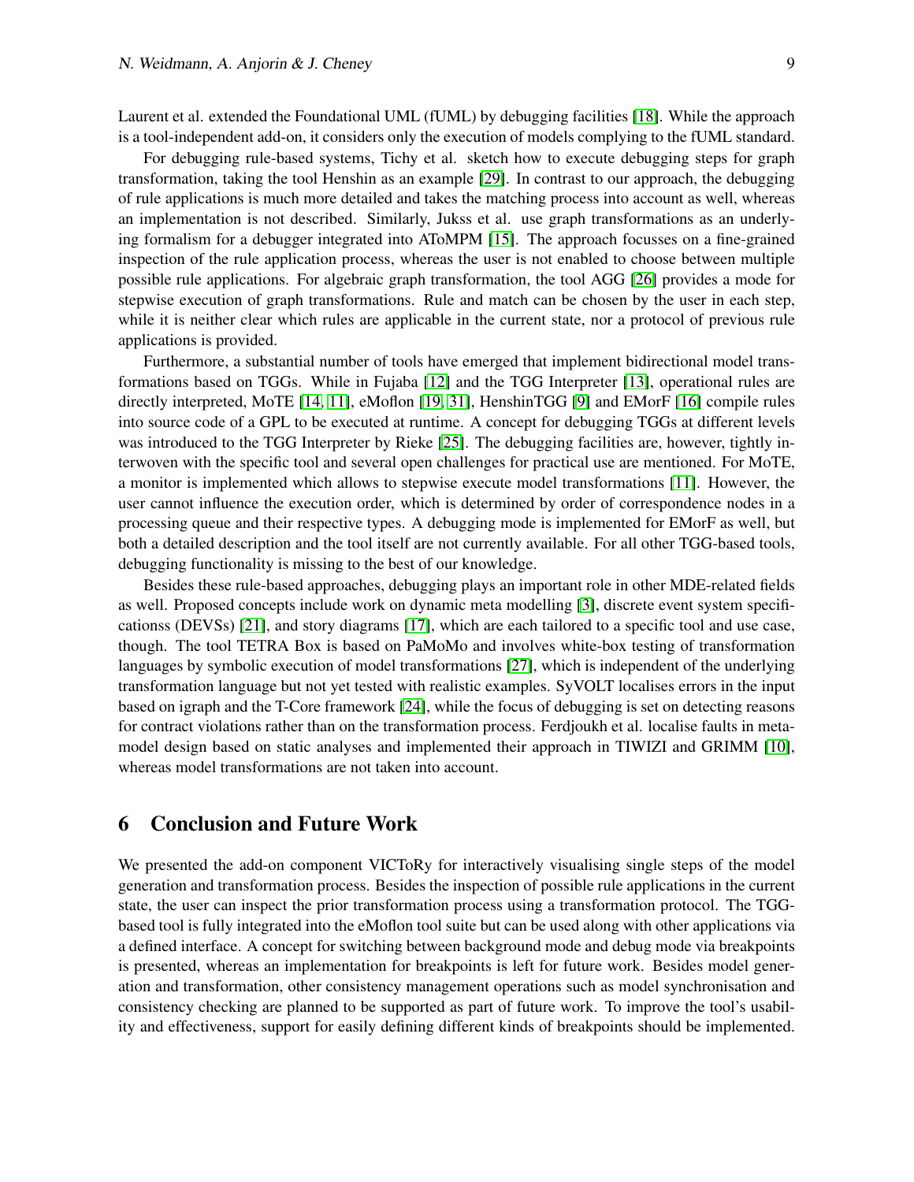Laurent et al. extended the Foundational UML (fUML) by debugging facilities [18]. While the approach is a tool-independent add-on, it considers only the execution of models complying to the fUML standard.

For debugging rule-based systems, Tichy et al. sketch how to execute debugging steps for graph transformation, taking the tool Henshin as an example [29]. In contrast to our approach, the debugging of rule applications is much more detailed and takes the matching process into account as well, whereas an implementation is not described. Similarly, Jukss et al. use graph transformations as an underlying formalism for a debugger integrated into AToMPM [15]. The approach focusses on a fine-grained inspection of the rule application process, whereas the user is not enabled to choose between multiple possible rule applications. For algebraic graph transformation, the tool AGG [26] provides a mode for stepwise execution of graph transformations. Rule and match can be chosen by the user in each step, while it is neither clear which rules are applicable in the current state, nor a protocol of previous rule applications is provided.

Furthermore, a substantial number of tools have emerged that implement bidirectional model transformations based on TGGs. While in Fujaba [12] and the TGG Interpreter [13], operational rules are directly interpreted, MoTE [14, 11], eMoflon [19, 31], HenshinTGG [9] and EMorF [16] compile rules into source code of a GPL to be executed at runtime. A concept for debugging TGGs at different levels was introduced to the TGG Interpreter by Rieke [25]. The debugging facilities are, however, tightly interwoven with the specific tool and several open challenges for practical use are mentioned. For MoTE, a monitor is implemented which allows to stepwise execute model transformations [11]. However, the user cannot influence the execution order, which is determined by order of correspondence nodes in a processing queue and their respective types. A debugging mode is implemented for EMorF as well, but both a detailed description and the tool itself are not currently available. For all other TGG-based tools, debugging functionality is missing to the best of our knowledge.

Besides these rule-based approaches, debugging plays an important role in other MDE-related fields as well. Proposed concepts include work on dynamic meta modelling [3], discrete event system specificationss (DEVSs) [21], and story diagrams [17], which are each tailored to a specific tool and use case, though. The tool TETRA Box is based on PaMoMo and involves white-box testing of transformation languages by symbolic execution of model transformations [27], which is independent of the underlying transformation language but not yet tested with realistic examples. SyVOLT localises errors in the input based on igraph and the T-Core framework [24], while the focus of debugging is set on detecting reasons for contract violations rather than on the transformation process. Ferdjoukh et al. localise faults in meta-model design based on static analyses and implemented their approach in TIWIZI and GRIMM [10], whereas model transformations are not taken into account.

## 6 Conclusion and Future Work

We presented the add-on component VICToRy for interactively visualising single steps of the model generation and transformation process. Besides the inspection of possible rule applications in the current state, the user can inspect the prior transformation process using a transformation protocol. The TGG-based tool is fully integrated into the eMoflon tool suite but can be used along with other applications via a defined interface. A concept for switching between background mode and debug mode via breakpoints is presented, whereas an implementation for breakpoints is left for future work. Besides model generation and transformation, other consistency management operations such as model synchronisation and consistency checking are planned to be supported as part of future work. To improve the tool's usability and effectiveness, support for easily defining different kinds of breakpoints should be implemented.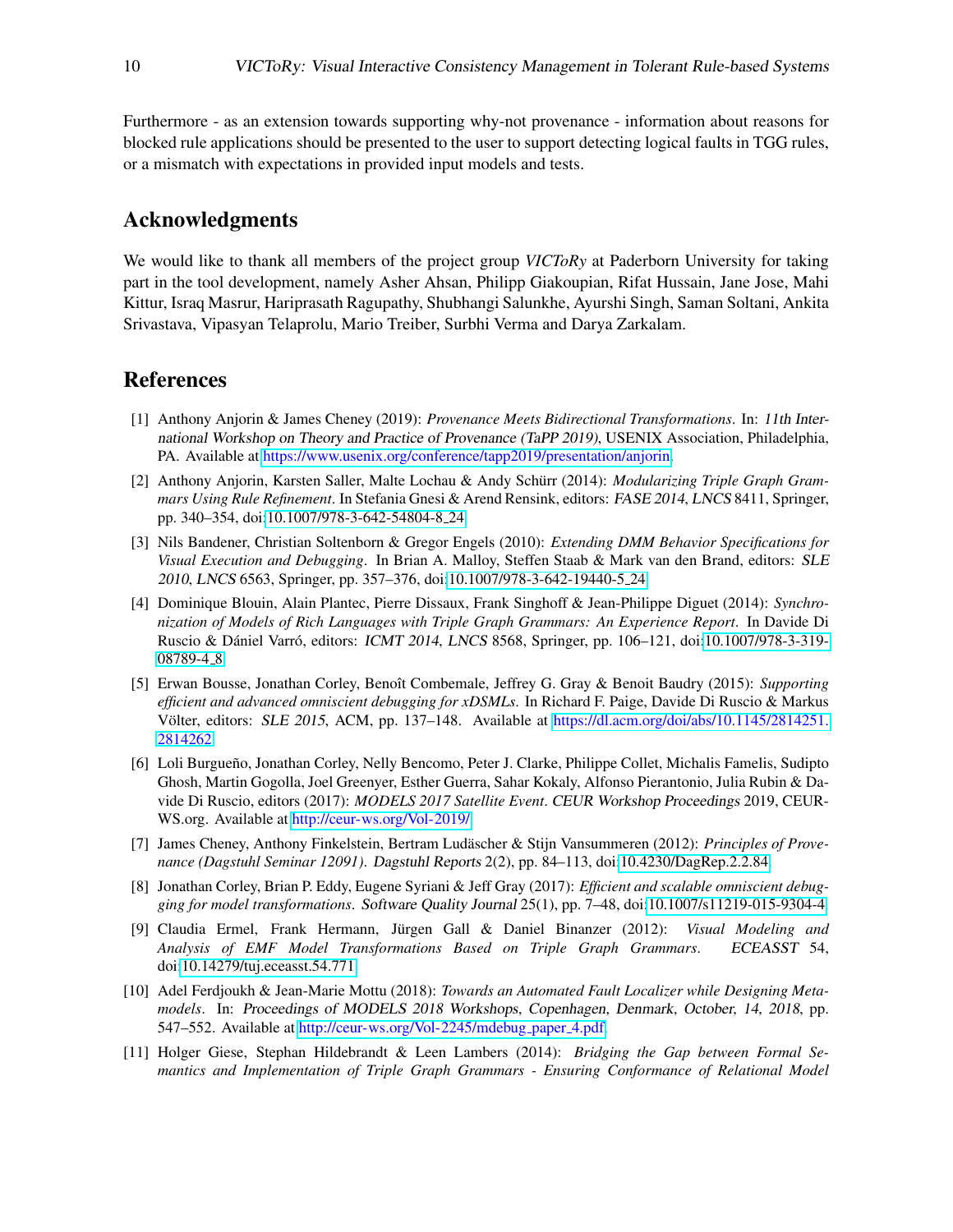Furthermore - as an extension towards supporting why-not provenance - information about reasons for blocked rule applications should be presented to the user to support detecting logical faults in TGG rules, or a mismatch with expectations in provided input models and tests.

## Acknowledgments

We would like to thank all members of the project group *VICToRy* at Paderborn University for taking part in the tool development, namely Asher Ahsan, Philipp Giakoupian, Rifat Hussain, Jane Jose, Mahi Kittur, Israq Masrur, Hariprasath Ragupathy, Shubhangi Salunkhe, Ayurshi Singh, Saman Soltani, Ankita Srivastava, Vipasyan Telaprolu, Mario Treiber, Surbhi Verma and Darya Zarkalam.

## References

[1] Anthony Anjorin & James Cheney (2019): *Provenance Meets Bidirectional Transformations*. In: 11th International Workshop on Theory and Practice of Provenance (TaPP 2019), USENIX Association, Philadelphia, PA. Available at https://www.usenix.org/conference/tapp2019/presentation/anjorin.

[2] Anthony Anjorin, Karsten Saller, Malte Lochau & Andy Schürr (2014): *Modularizing Triple Graph Grammars Using Rule Refinement*. In Stefania Gnesi & Arend Rensink, editors: FASE 2014, LNCS 8411, Springer, pp. 340–354, doi:10.1007/978-3-642-54804-8_24.

[3] Nils Bandener, Christian Soltenborn & Gregor Engels (2010): *Extending DMM Behavior Specifications for Visual Execution and Debugging*. In Brian A. Malloy, Steffen Staab & Mark van den Brand, editors: SLE 2010, LNCS 6563, Springer, pp. 357–376, doi:10.1007/978-3-642-19440-5_24.

[4] Dominique Blouin, Alain Plantec, Pierre Dissaux, Frank Singhoff & Jean-Philippe Diguet (2014): *Synchronization of Models of Rich Languages with Triple Graph Grammars: An Experience Report*. In Davide Di Ruscio & Dániel Varró, editors: ICMT 2014, LNCS 8568, Springer, pp. 106–121, doi:10.1007/978-3-319-08789-4_8.

[5] Erwan Bousse, Jonathan Corley, Benoît Combemale, Jeffrey G. Gray & Benoit Baudry (2015): *Supporting efficient and advanced omniscient debugging for xDSMLs*. In Richard F. Paige, Davide Di Ruscio & Markus Völter, editors: SLE 2015, ACM, pp. 137–148. Available at https://dl.acm.org/doi/abs/10.1145/2814251.2814262.

[6] Loli Burgueño, Jonathan Corley, Nelly Bencomo, Peter J. Clarke, Philippe Collet, Michalis Famelis, Sudipto Ghosh, Martin Gogolla, Joel Greenyer, Esther Guerra, Sahar Kokaly, Alfonso Pierantonio, Julia Rubin & Davide Di Ruscio, editors (2017): *MODELS 2017 Satellite Event*. CEUR Workshop Proceedings 2019, CEUR-WS.org. Available at http://ceur-ws.org/Vol-2019/.

[7] James Cheney, Anthony Finkelstein, Bertram Ludäscher & Stijn Vansummeren (2012): *Principles of Provenance (Dagstuhl Seminar 12091)*. Dagstuhl Reports 2(2), pp. 84–113, doi:10.4230/DagRep.2.2.84.

[8] Jonathan Corley, Brian P. Eddy, Eugene Syriani & Jeff Gray (2017): *Efficient and scalable omniscient debugging for model transformations*. Software Quality Journal 25(1), pp. 7–48, doi:10.1007/s11219-015-9304-4.

[9] Claudia Ermel, Frank Hermann, Jürgen Gall & Daniel Binanzer (2012): *Visual Modeling and Analysis of EMF Model Transformations Based on Triple Graph Grammars*. ECEASST 54, doi:10.14279/tuj.eceasst.54.771.

[10] Adel Ferdjoukh & Jean-Marie Mottu (2018): *Towards an Automated Fault Localizer while Designing Meta-models*. In: Proceedings of MODELS 2018 Workshops, Copenhagen, Denmark, October, 14, 2018, pp. 547–552. Available at http://ceur-ws.org/Vol-2245/mdebug_paper_4.pdf.

[11] Holger Giese, Stephan Hildebrandt & Leen Lambers (2014): *Bridging the Gap between Formal Semantics and Implementation of Triple Graph Grammars - Ensuring Conformance of Relational Model*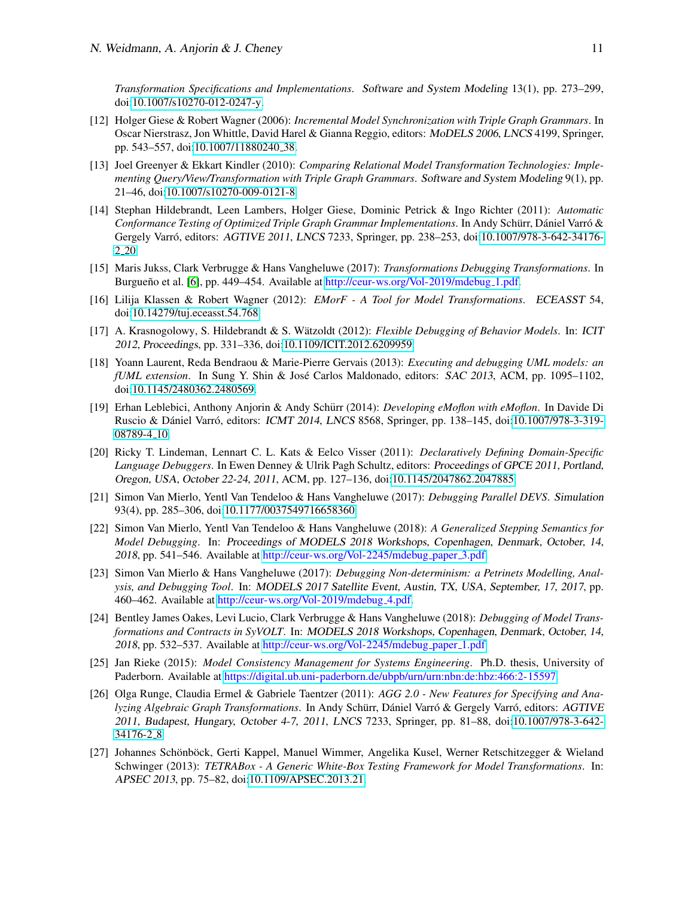*Transformation Specifications and Implementations*. Software and System Modeling 13(1), pp. 273–299, doi:10.1007/s10270-012-0247-y.

[12] Holger Giese & Robert Wagner (2006): *Incremental Model Synchronization with Triple Graph Grammars*. In Oscar Nierstrasz, Jon Whittle, David Harel & Gianna Reggio, editors: *MoDELS 2006*, *LNCS* 4199, Springer, pp. 543–557, doi:10.1007/11880240_38.

[13] Joel Greenyer & Ekkart Kindler (2010): *Comparing Relational Model Transformation Technologies: Implementing Query/View/Transformation with Triple Graph Grammars*. Software and System Modeling 9(1), pp. 21–46, doi:10.1007/s10270-009-0121-8.

[14] Stephan Hildebrandt, Leen Lambers, Holger Giese, Dominic Petrick & Ingo Richter (2011): *Automatic Conformance Testing of Optimized Triple Graph Grammar Implementations*. In Andy Schürr, Dániel Varró & Gergely Varró, editors: *AGTIVE 2011*, *LNCS* 7233, Springer, pp. 238–253, doi:10.1007/978-3-642-34176-2_20.

[15] Maris Jukss, Clark Verbrugge & Hans Vangheluwe (2017): *Transformations Debugging Transformations*. In Burgueño et al. [6], pp. 449–454. Available at http://ceur-ws.org/Vol-2019/mdebug_1.pdf.

[16] Lilija Klassen & Robert Wagner (2012): *EMorF - A Tool for Model Transformations*. *ECEASST* 54, doi:10.14279/tuj.eceasst.54.768.

[17] A. Krasnogolowy, S. Hildebrandt & S. Wätzoldt (2012): *Flexible Debugging of Behavior Models*. In: *ICIT 2012, Proceedings*, pp. 331–336, doi:10.1109/ICIT.2012.6209959.

[18] Yoann Laurent, Reda Bendraou & Marie-Pierre Gervais (2013): *Executing and debugging UML models: an fUML extension*. In Sung Y. Shin & José Carlos Maldonado, editors: *SAC 2013*, ACM, pp. 1095–1102, doi:10.1145/2480362.2480569.

[19] Erhan Leblebici, Anthony Anjorin & Andy Schürr (2014): *Developing eMoflon with eMoflon*. In Davide Di Ruscio & Dániel Varró, editors: *ICMT 2014*, *LNCS* 8568, Springer, pp. 138–145, doi:10.1007/978-3-319-08789-4_10.

[20] Ricky T. Lindeman, Lennart C. L. Kats & Eelco Visser (2011): *Declaratively Defining Domain-Specific Language Debuggers*. In Ewen Denney & Ulrik Pagh Schultz, editors: *Proceedings of GPCE 2011, Portland, Oregon, USA, October 22-24, 2011*, ACM, pp. 127–136, doi:10.1145/2047862.2047885.

[21] Simon Van Mierlo, Yentl Van Tendeloo & Hans Vangheluwe (2017): *Debugging Parallel DEVS*. Simulation 93(4), pp. 285–306, doi:10.1177/0037549716658360.

[22] Simon Van Mierlo, Yentl Van Tendeloo & Hans Vangheluwe (2018): *A Generalized Stepping Semantics for Model Debugging*. In: *Proceedings of MODELS 2018 Workshops, Copenhagen, Denmark, October, 14, 2018*, pp. 541–546. Available at http://ceur-ws.org/Vol-2245/mdebug_paper_3.pdf.

[23] Simon Van Mierlo & Hans Vangheluwe (2017): *Debugging Non-determinism: a Petrinets Modelling, Analysis, and Debugging Tool*. In: *MODELS 2017 Satellite Event, Austin, TX, USA, September, 17, 2017*, pp. 460–462. Available at http://ceur-ws.org/Vol-2019/mdebug_4.pdf.

[24] Bentley James Oakes, Levi Lucio, Clark Verbrugge & Hans Vangheluwe (2018): *Debugging of Model Transformations and Contracts in SyVOLT*. In: *MODELS 2018 Workshops, Copenhagen, Denmark, October, 14, 2018*, pp. 532–537. Available at http://ceur-ws.org/Vol-2245/mdebug_paper_1.pdf.

[25] Jan Rieke (2015): *Model Consistency Management for Systems Engineering*. Ph.D. thesis, University of Paderborn. Available at https://digital.ub.uni-paderborn.de/ubpb/urn/urn:nbn:de:hbz:466:2-15597.

[26] Olga Runge, Claudia Ermel & Gabriele Taentzer (2011): *AGG 2.0 - New Features for Specifying and Analyzing Algebraic Graph Transformations*. In Andy Schürr, Dániel Varró & Gergely Varró, editors: *AGTIVE 2011, Budapest, Hungary, October 4-7, 2011*, *LNCS* 7233, Springer, pp. 81–88, doi:10.1007/978-3-642-34176-2_8.

[27] Johannes Schönböck, Gerti Kappel, Manuel Wimmer, Angelika Kusel, Werner Retschitzegger & Wieland Schwinger (2013): *TETRABox - A Generic White-Box Testing Framework for Model Transformations*. In: *APSEC 2013*, pp. 75–82, doi:10.1109/APSEC.2013.21.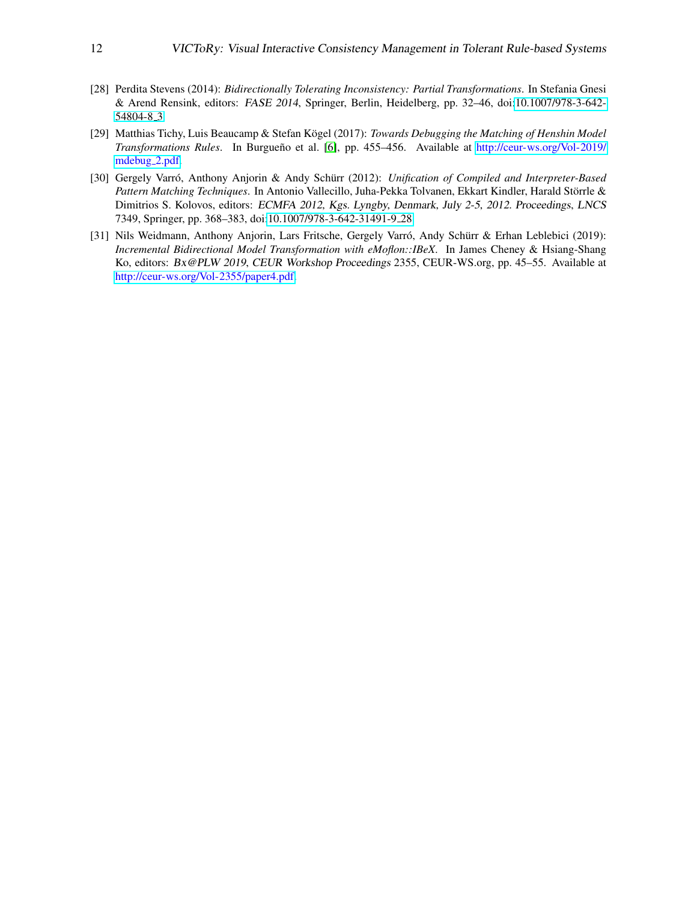[28] Perdita Stevens (2014): *Bidirectionally Tolerating Inconsistency: Partial Transformations*. In Stefania Gnesi & Arend Rensink, editors: *FASE 2014*, Springer, Berlin, Heidelberg, pp. 32–46, doi:10.1007/978-3-642-54804-8_3.

[29] Matthias Tichy, Luis Beaucamp & Stefan Kögel (2017): *Towards Debugging the Matching of Henshin Model Transformations Rules*. In Burgueño et al. [6], pp. 455–456. Available at http://ceur-ws.org/Vol-2019/mdebug_2.pdf.

[30] Gergely Varró, Anthony Anjorin & Andy Schürr (2012): *Unification of Compiled and Interpreter-Based Pattern Matching Techniques*. In Antonio Vallecillo, Juha-Pekka Tolvanen, Ekkart Kindler, Harald Störrle & Dimitrios S. Kolovos, editors: *ECMFA 2012, Kgs. Lyngby, Denmark, July 2-5, 2012. Proceedings*, *LNCS* 7349, Springer, pp. 368–383, doi:10.1007/978-3-642-31491-9_28.

[31] Nils Weidmann, Anthony Anjorin, Lars Fritsche, Gergely Varró, Andy Schürr & Erhan Leblebici (2019): *Incremental Bidirectional Model Transformation with eMoflon::IBeX*. In James Cheney & Hsiang-Shang Ko, editors: *Bx@PLW 2019*, *CEUR Workshop Proceedings* 2355, CEUR-WS.org, pp. 45–55. Available at http://ceur-ws.org/Vol-2355/paper4.pdf.